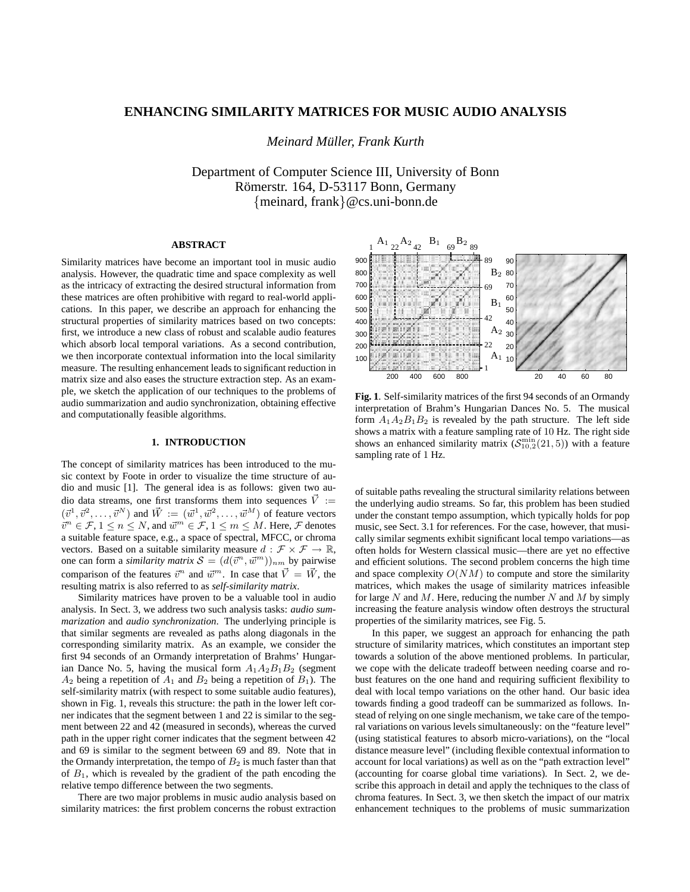# ENHANCING SIMILARITY MATRICES FOR MUSIC AUDIO ANALYSIS

*Meinard Müller, Frank Kurth*

Department of Computer Science III, University of Bonn
Römerstr. 164, D-53117 Bonn, Germany
{meinard, frank}@cs.uni-bonn.de

## ABSTRACT

Similarity matrices have become an important tool in music audio analysis. However, the quadratic time and space complexity as well as the intricacy of extracting the desired structural information from these matrices are often prohibitive with regard to real-world applications. In this paper, we describe an approach for enhancing the structural properties of similarity matrices based on two concepts: first, we introduce a new class of robust and scalable audio features which absorb local temporal variations. As a second contribution, we then incorporate contextual information into the local similarity measure. The resulting enhancement leads to significant reduction in matrix size and also eases the structure extraction step. As an example, we sketch the application of our techniques to the problems of audio summarization and audio synchronization, obtaining effective and computationally feasible algorithms.

## 1. INTRODUCTION

The concept of similarity matrices has been introduced to the music context by Foote in order to visualize the time structure of audio and music [1]. The general idea is as follows: given two audio data streams, one first transforms them into sequences $\vec{V} := (\vec{v}^1, \vec{v}^2, \ldots, \vec{v}^N)$ and $\vec{W} := (\vec{w}^1, \vec{w}^2, \ldots, \vec{w}^M)$ of feature vectors $\vec{v}^n \in \mathcal{F}$, $1 \leq n \leq N$, and $\vec{w}^m \in \mathcal{F}$, $1 \leq m \leq M$. Here, $\mathcal{F}$ denotes a suitable feature space, e.g., a space of spectral, MFCC, or chroma vectors. Based on a suitable similarity measure $d : \mathcal{F} \times \mathcal{F} \to \mathbb{R}$, one can form a *similarity matrix* $\mathcal{S} = (d(\vec{v}^n, \vec{w}^m))_{nm}$ by pairwise comparison of the features $\vec{v}^n$ and $\vec{w}^m$. In case that $\vec{V} = \vec{W}$, the resulting matrix is also referred to as *self-similarity matrix*.

Similarity matrices have proven to be a valuable tool in audio analysis. In Sect. 3, we address two such analysis tasks: *audio summarization* and *audio synchronization*. The underlying principle is that similar segments are revealed as paths along diagonals in the corresponding similarity matrix. As an example, we consider the first 94 seconds of an Ormandy interpretation of Brahms' Hungarian Dance No. 5, having the musical form $A_1A_2B_1B_2$ (segment $A_2$ being a repetition of $A_1$ and $B_2$ being a repetition of $B_1$). The self-similarity matrix (with respect to some suitable audio features), shown in Fig. 1, reveals this structure: the path in the lower left corner indicates that the segment between 1 and 22 is similar to the segment between 22 and 42 (measured in seconds), whereas the curved path in the upper right corner indicates that the segment between 42 and 69 is similar to the segment between 69 and 89. Note that in the Ormandy interpretation, the tempo of $B_2$ is much faster than that of $B_1$, which is revealed by the gradient of the path encoding the relative tempo difference between the two segments.

There are two major problems in music audio analysis based on similarity matrices: the first problem concerns the robust extraction of suitable paths revealing the structural similarity relations between the underlying audio streams. So far, this problem has been studied under the constant tempo assumption, which typically holds for pop music, see Sect. 3.1 for references. For the case, however, that musically similar segments exhibit significant local tempo variations—as often holds for Western classical music—there are yet no effective and efficient solutions. The second problem concerns the high time and space complexity $O(NM)$ to compute and store the similarity matrices, which makes the usage of similarity matrices infeasible for large $N$ and $M$. Here, reducing the number $N$ and $M$ by simply increasing the feature analysis window often destroys the structural properties of the similarity matrices, see Fig. 5.

**Fig. 1**. Self-similarity matrices of the first 94 seconds of an Ormandy interpretation of Brahm's Hungarian Dances No. 5. The musical form $A_1A_2B_1B_2$ is revealed by the path structure. The left side shows a matrix with a feature sampling rate of 10 Hz. The right side shows an enhanced similarity matrix ($\mathcal{S}^{\min}_{10,2}(21, 5)$) with a feature sampling rate of 1 Hz.

In this paper, we suggest an approach for enhancing the path structure of similarity matrices, which constitutes an important step towards a solution of the above mentioned problems. In particular, we cope with the delicate tradeoff between needing coarse and robust features on the one hand and requiring sufficient flexibility to deal with local tempo variations on the other hand. Our basic idea towards finding a good tradeoff can be summarized as follows. Instead of relying on one single mechanism, we take care of the temporal variations on various levels simultaneously: on the "feature level" (using statistical features to absorb micro-variations), on the "local distance measure level" (including flexible contextual information to account for local variations) as well as on the "path extraction level" (accounting for coarse global time variations). In Sect. 2, we describe this approach in detail and apply the techniques to the class of chroma features. In Sect. 3, we then sketch the impact of our matrix enhancement techniques to the problems of music summarization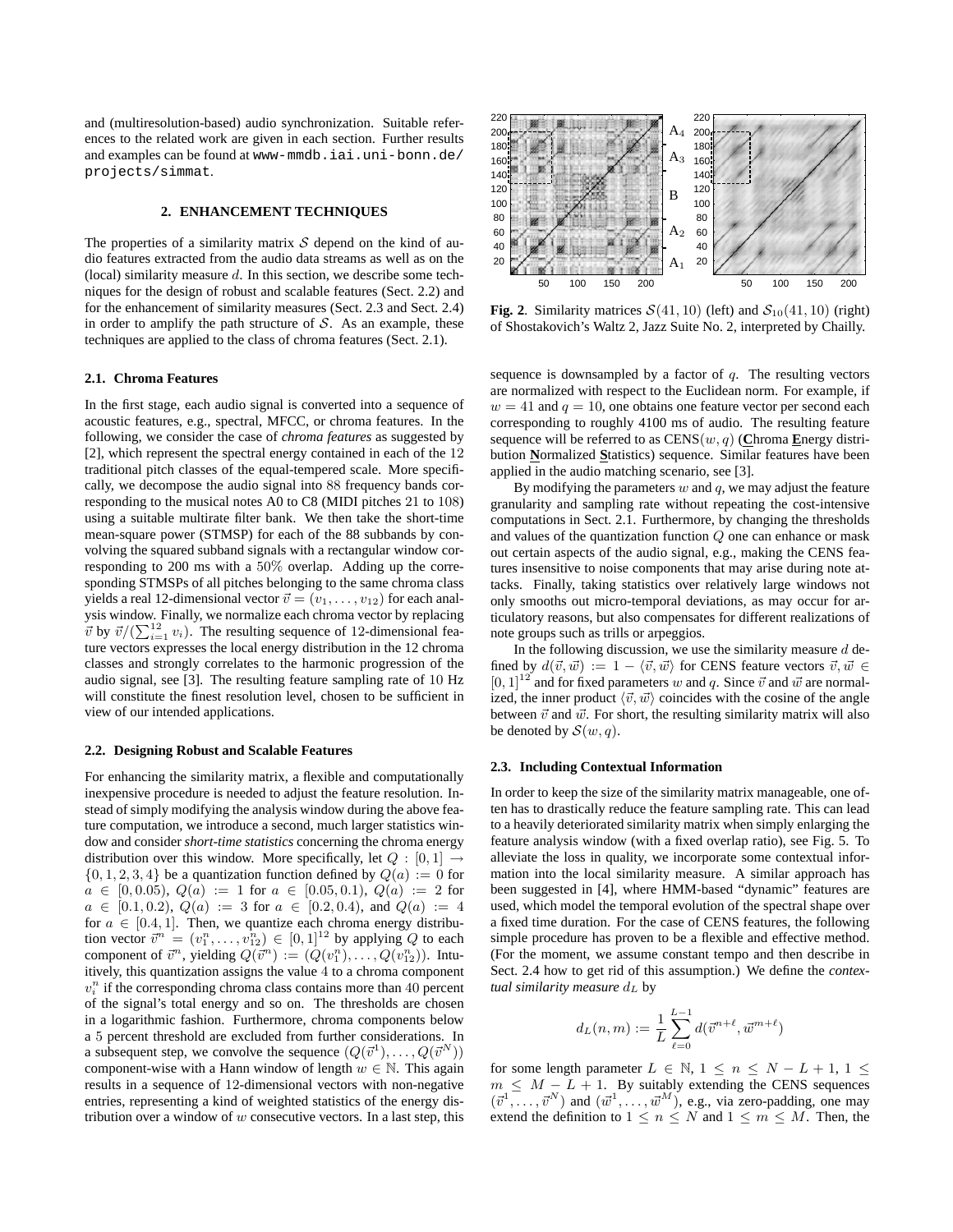and (multiresolution-based) audio synchronization. Suitable references to the related work are given in each section. Further results and examples can be found at `www-mmdb.iai.uni-bonn.de/projects/simmat`.

## 2. ENHANCEMENT TECHNIQUES

The properties of a similarity matrix $\mathcal{S}$ depend on the kind of audio features extracted from the audio data streams as well as on the (local) similarity measure $d$. In this section, we describe some techniques for the design of robust and scalable features (Sect. 2.2) and for the enhancement of similarity measures (Sect. 2.3 and Sect. 2.4) in order to amplify the path structure of $\mathcal{S}$. As an example, these techniques are applied to the class of chroma features (Sect. 2.1).

### 2.1. Chroma Features

In the first stage, each audio signal is converted into a sequence of acoustic features, e.g., spectral, MFCC, or chroma features. In the following, we consider the case of *chroma features* as suggested by [2], which represent the spectral energy contained in each of the 12 traditional pitch classes of the equal-tempered scale. More specifically, we decompose the audio signal into 88 frequency bands corresponding to the musical notes A0 to C8 (MIDI pitches 21 to 108) using a suitable multirate filter bank. We then take the short-time mean-square power (STMSP) for each of the 88 subbands by convolving the squared subband signals with a rectangular window corresponding to 200 ms with a 50% overlap. Adding up the corresponding STMSPs of all pitches belonging to the same chroma class yields a real 12-dimensional vector $\vec{v} = (v_1, \ldots, v_{12})$ for each analysis window. Finally, we normalize each chroma vector by replacing $\vec{v}$ by $\vec{v}/(\sum_{i=1}^{12} v_i)$. The resulting sequence of 12-dimensional feature vectors expresses the local energy distribution in the 12 chroma classes and strongly correlates to the harmonic progression of the audio signal, see [3]. The resulting feature sampling rate of 10 Hz will constitute the finest resolution level, chosen to be sufficient in view of our intended applications.

### 2.2. Designing Robust and Scalable Features

For enhancing the similarity matrix, a flexible and computationally inexpensive procedure is needed to adjust the feature resolution. Instead of simply modifying the analysis window during the above feature computation, we introduce a second, much larger statistics window and consider *short-time statistics* concerning the chroma energy distribution over this window. More specifically, let $Q : [0, 1] \to \{0, 1, 2, 3, 4\}$ be a quantization function defined by $Q(a) := 0$ for $a \in [0, 0.05)$, $Q(a) := 1$ for $a \in [0.05, 0.1)$, $Q(a) := 2$ for $a \in [0.1, 0.2)$, $Q(a) := 3$ for $a \in [0.2, 0.4)$, and $Q(a) := 4$ for $a \in [0.4, 1]$. Then, we quantize each chroma energy distribution vector $\vec{v}^n = (v_1^n, \ldots, v_{12}^n) \in [0, 1]^{12}$ by applying $Q$ to each component of $\vec{v}^n$, yielding $Q(\vec{v}^n) := (Q(v_1^n), \ldots, Q(v_{12}^n))$. Intuitively, this quantization assigns the value 4 to a chroma component $v_i^n$ if the corresponding chroma class contains more than 40 percent of the signal's total energy and so on. The thresholds are chosen in a logarithmic fashion. Furthermore, chroma components below a 5 percent threshold are excluded from further considerations. In a subsequent step, we convolve the sequence $(Q(\vec{v}^1), \ldots, Q(\vec{v}^N))$ component-wise with a Hann window of length $w \in \mathbb{N}$. This again results in a sequence of 12-dimensional vectors with non-negative entries, representing a kind of weighted statistics of the energy distribution over a window of $w$ consecutive vectors. In a last step, this sequence is downsampled by a factor of $q$. The resulting vectors are normalized with respect to the Euclidean norm. For example, if $w = 41$ and $q = 10$, one obtains one feature vector per second each corresponding to roughly 4100 ms of audio. The resulting feature sequence will be referred to as $\mathrm{CENS}(w, q)$ (**C**hroma **E**nergy distribution **N**ormalized **S**tatistics) sequence. Similar features have been applied in the audio matching scenario, see [3].

By modifying the parameters $w$ and $q$, we may adjust the feature granularity and sampling rate without repeating the cost-intensive computations in Sect. 2.1. Furthermore, by changing the thresholds and values of the quantization function $Q$ one can enhance or mask out certain aspects of the audio signal, e.g., making the CENS features insensitive to noise components that may arise during note attacks. Finally, taking statistics over relatively large windows not only smooths out micro-temporal deviations, as may occur for articulatory reasons, but also compensates for different realizations of note groups such as trills or arpeggios.

In the following discussion, we use the similarity measure $d$ defined by $d(\vec{v}, \vec{w}) := 1 - \langle \vec{v}, \vec{w} \rangle$ for CENS feature vectors $\vec{v}, \vec{w} \in [0, 1]^{12}$ and for fixed parameters $w$ and $q$. Since $\vec{v}$ and $\vec{w}$ are normalized, the inner product $\langle \vec{v}, \vec{w} \rangle$ coincides with the cosine of the angle between $\vec{v}$ and $\vec{w}$. For short, the resulting similarity matrix will also be denoted by $\mathcal{S}(w, q)$.

**Fig. 2**. Similarity matrices $\mathcal{S}(41, 10)$ (left) and $\mathcal{S}_{10}(41, 10)$ (right) of Shostakovich's Waltz 2, Jazz Suite No. 2, interpreted by Chailly.

### 2.3. Including Contextual Information

In order to keep the size of the similarity matrix manageable, one often has to drastically reduce the feature sampling rate. This can lead to a heavily deteriorated similarity matrix when simply enlarging the feature analysis window (with a fixed overlap ratio), see Fig. 5. To alleviate the loss in quality, we incorporate some contextual information into the local similarity measure. A similar approach has been suggested in [4], where HMM-based "dynamic" features are used, which model the temporal evolution of the spectral shape over a fixed time duration. For the case of CENS features, the following simple procedure has proven to be a flexible and effective method. (For the moment, we assume constant tempo and then describe in Sect. 2.4 how to get rid of this assumption.) We define the *contextual similarity measure* $d_L$ by

$$d_L(n, m) := \frac{1}{L} \sum_{\ell=0}^{L-1} d(\vec{v}^{n+\ell}, \vec{w}^{m+\ell})$$

for some length parameter $L \in \mathbb{N}$, $1 \le n \le N - L + 1$, $1 \le m \le M - L + 1$. By suitably extending the CENS sequences $(\vec{v}^1, \ldots, \vec{v}^N)$ and $(\vec{w}^1, \ldots, \vec{w}^M)$, e.g., via zero-padding, one may extend the definition to $1 \le n \le N$ and $1 \le m \le M$. Then, the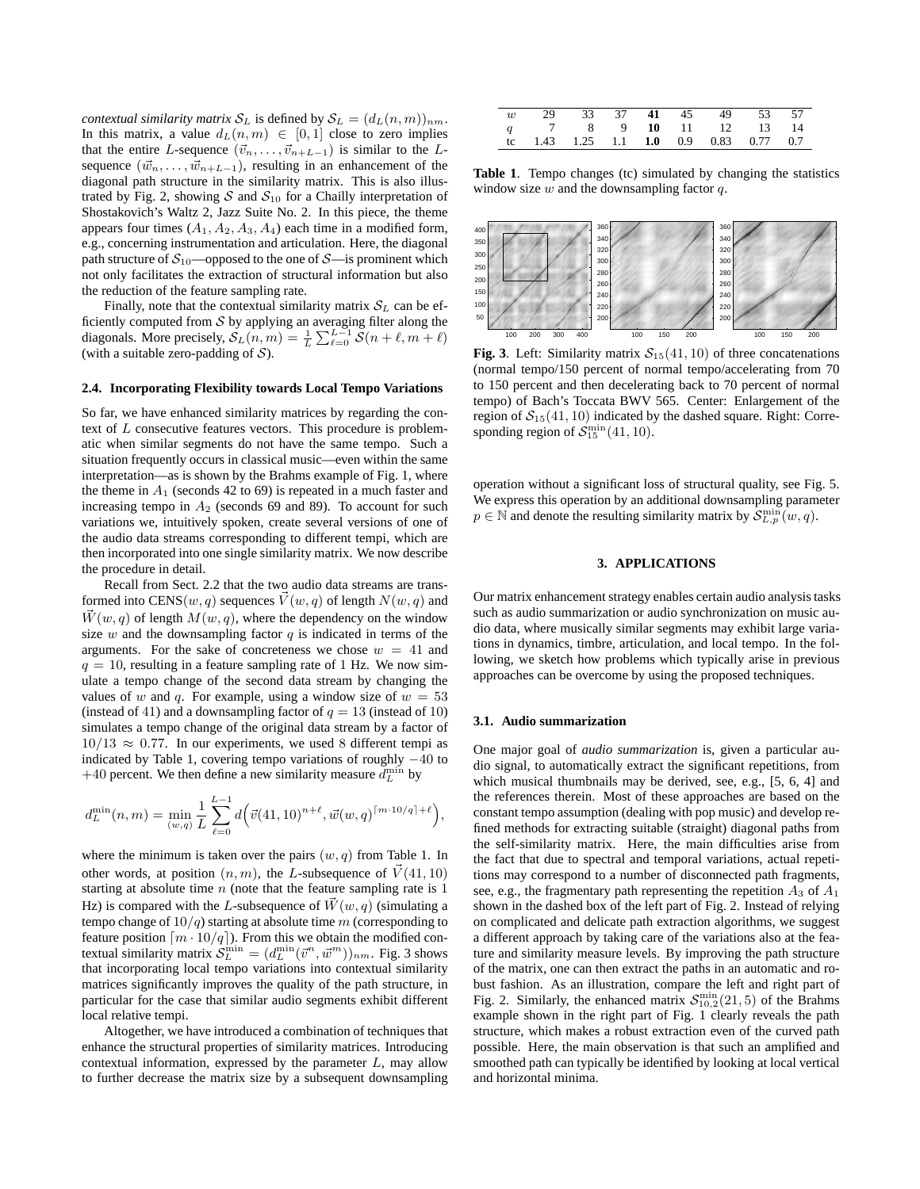*contextual similarity matrix* $\mathcal{S}_L$ is defined by $\mathcal{S}_L = (d_L(n,m))_{nm}$. In this matrix, a value $d_L(n,m) \in [0,1]$ close to zero implies that the entire $L$-sequence $(\vec{v}_n, \ldots, \vec{v}_{n+L-1})$ is similar to the $L$-sequence $(\vec{w}_n, \ldots, \vec{w}_{n+L-1})$, resulting in an enhancement of the diagonal path structure in the similarity matrix. This is also illustrated by Fig. 2, showing $\mathcal{S}$ and $\mathcal{S}_{10}$ for a Chailly interpretation of Shostakovich's Waltz 2, Jazz Suite No. 2. In this piece, the theme appears four times $(A_1, A_2, A_3, A_4)$ each time in a modified form, e.g., concerning instrumentation and articulation. Here, the diagonal path structure of $\mathcal{S}_{10}$—opposed to the one of $\mathcal{S}$—is prominent which not only facilitates the extraction of structural information but also the reduction of the feature sampling rate.

Finally, note that the contextual similarity matrix $\mathcal{S}_L$ can be efficiently computed from $\mathcal{S}$ by applying an averaging filter along the diagonals. More precisely, $\mathcal{S}_L(n,m) = \frac{1}{L}\sum_{\ell=0}^{L-1} \mathcal{S}(n+\ell, m+\ell)$ (with a suitable zero-padding of $\mathcal{S}$).

### 2.4. Incorporating Flexibility towards Local Tempo Variations

So far, we have enhanced similarity matrices by regarding the context of $L$ consecutive features vectors. This procedure is problematic when similar segments do not have the same tempo. Such a situation frequently occurs in classical music—even within the same interpretation—as is shown by the Brahms example of Fig. 1, where the theme in $A_1$ (seconds 42 to 69) is repeated in a much faster and increasing tempo in $A_2$ (seconds 69 and 89). To account for such variations we, intuitively spoken, create several versions of one of the audio data streams corresponding to different tempi, which are then incorporated into one single similarity matrix. We now describe the procedure in detail.

Recall from Sect. 2.2 that the two audio data streams are transformed into CENS$(w,q)$ sequences $\vec{V}(w,q)$ of length $N(w,q)$ and $\vec{W}(w,q)$ of length $M(w,q)$, where the dependency on the window size $w$ and the downsampling factor $q$ is indicated in terms of the arguments. For the sake of concreteness we chose $w = 41$ and $q = 10$, resulting in a feature sampling rate of 1 Hz. We now simulate a tempo change of the second data stream by changing the values of $w$ and $q$. For example, using a window size of $w = 53$ (instead of 41) and a downsampling factor of $q = 13$ (instead of 10) simulates a tempo change of the original data stream by a factor of $10/13 \approx 0.77$. In our experiments, we used 8 different tempi as indicated by Table 1, covering tempo variations of roughly $-40$ to $+40$ percent. We then define a new similarity measure $d_L^{\min}$ by

$$d_L^{\min}(n,m) = \min_{(w,q)} \frac{1}{L}\sum_{\ell=0}^{L-1} d\Big(\vec{v}(41,10)^{n+\ell}, \vec{w}(w,q)^{\lceil m\cdot 10/q\rceil+\ell}\Big),$$

where the minimum is taken over the pairs $(w,q)$ from Table 1. In other words, at position $(n,m)$, the $L$-subsequence of $\vec{V}(41,10)$ starting at absolute time $n$ (note that the feature sampling rate is 1 Hz) is compared with the $L$-subsequence of $\vec{W}(w,q)$ (simulating a tempo change of $10/q$) starting at absolute time $m$ (corresponding to feature position $\lceil m \cdot 10/q\rceil$). From this we obtain the modified contextual similarity matrix $\mathcal{S}_L^{\min} = (d_L^{\min}(\vec{v}^n, \vec{w}^m))_{nm}$. Fig. 3 shows that incorporating local tempo variations into contextual similarity matrices significantly improves the quality of the path structure, in particular for the case that similar audio segments exhibit different local relative tempi.

Altogether, we have introduced a combination of techniques that enhance the structural properties of similarity matrices. Introducing contextual information, expressed by the parameter $L$, may allow to further decrease the matrix size by a subsequent downsampling operation without a significant loss of structural quality, see Fig. 5. We express this operation by an additional downsampling parameter $p \in \mathbb{N}$ and denote the resulting similarity matrix by $\mathcal{S}_{L,p}^{\min}(w,q)$.

| $w$ | 29 | 33 | 37 | **41** | 45 | 49 | 53 | 57 |
|---|---|---|---|---|---|---|---|---|
| $q$ | 7 | 8 | 9 | **10** | 11 | 12 | 13 | 14 |
| tc | 1.43 | 1.25 | 1.1 | **1.0** | 0.9 | 0.83 | 0.77 | 0.7 |

**Table 1**. Tempo changes (tc) simulated by changing the statistics window size $w$ and the downsampling factor $q$.

**Fig. 3**. Left: Similarity matrix $\mathcal{S}_{15}(41,10)$ of three concatenations (normal tempo/150 percent of normal tempo/accelerating from 70 to 150 percent and then decelerating back to 70 percent of normal tempo) of Bach's Toccata BWV 565. Center: Enlargement of the region of $\mathcal{S}_{15}(41,10)$ indicated by the dashed square. Right: Corresponding region of $\mathcal{S}_{15}^{\min}(41,10)$.

## 3. APPLICATIONS

Our matrix enhancement strategy enables certain audio analysis tasks such as audio summarization or audio synchronization on music audio data, where musically similar segments may exhibit large variations in dynamics, timbre, articulation, and local tempo. In the following, we sketch how problems which typically arise in previous approaches can be overcome by using the proposed techniques.

### 3.1. Audio summarization

One major goal of *audio summarization* is, given a particular audio signal, to automatically extract the significant repetitions, from which musical thumbnails may be derived, see, e.g., [5, 6, 4] and the references therein. Most of these approaches are based on the constant tempo assumption (dealing with pop music) and develop refined methods for extracting suitable (straight) diagonal paths from the self-similarity matrix. Here, the main difficulties arise from the fact that due to spectral and temporal variations, actual repetitions may correspond to a number of disconnected path fragments, see, e.g., the fragmentary path representing the repetition $A_3$ of $A_1$ shown in the dashed box of the left part of Fig. 2. Instead of relying on complicated and delicate path extraction algorithms, we suggest a different approach by taking care of the variations also at the feature and similarity measure levels. By improving the path structure of the matrix, one can then extract the paths in an automatic and robust fashion. As an illustration, compare the left and right part of Fig. 2. Similarly, the enhanced matrix $\mathcal{S}_{10,2}^{\min}(21,5)$ of the Brahms example shown in the right part of Fig. 1 clearly reveals the path structure, which makes a robust extraction even of the curved path possible. Here, the main observation is that such an amplified and smoothed path can typically be identified by looking at local vertical and horizontal minima.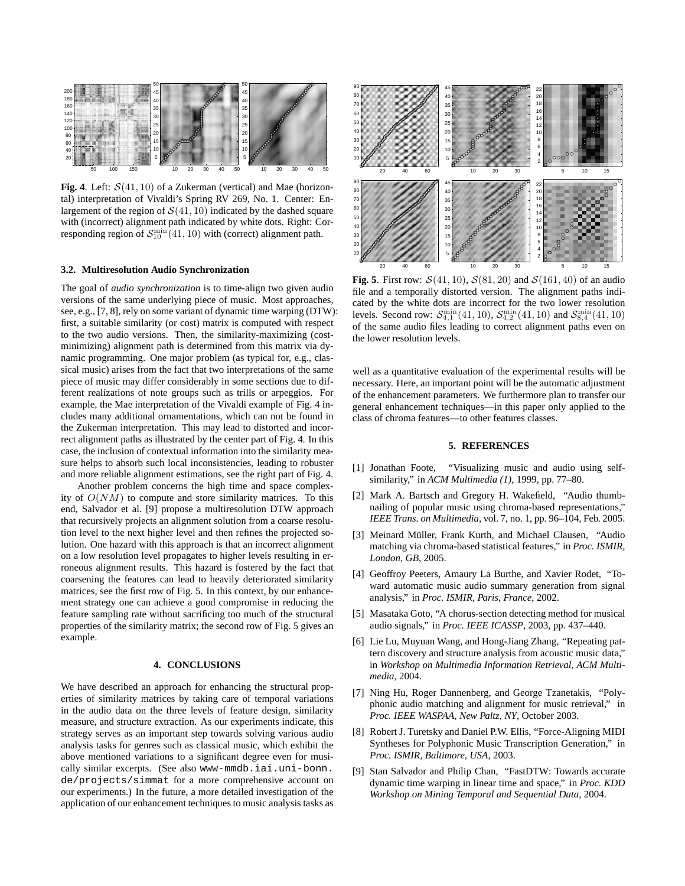50
45
40
35
30
25
20
15
10
5

200
180
160
140
120
100
80
60
40
20

50 100 150

10 20 30 40 50

10 20 30 40 50

**Fig. 4**. Left: $\mathcal{S}(41, 10)$ of a Zukerman (vertical) and Mae (horizontal) interpretation of Vivaldi's Spring RV 269, No. 1. Center: Enlargement of the region of $\mathcal{S}(41, 10)$ indicated by the dashed square with (incorrect) alignment path indicated by white dots. Right: Corresponding region of $\mathcal{S}_{10}^{\min}(41, 10)$ with (correct) alignment path.

### 3.2. Multiresolution Audio Synchronization

The goal of *audio synchronization* is to time-align two given audio versions of the same underlying piece of music. Most approaches, see, e.g., [7, 8], rely on some variant of dynamic time warping (DTW): first, a suitable similarity (or cost) matrix is computed with respect to the two audio versions. Then, the similarity-maximizing (cost-minimizing) alignment path is determined from this matrix via dynamic programming. One major problem (as typical for, e.g., classical music) arises from the fact that two interpretations of the same piece of music may differ considerably in some sections due to different realizations of note groups such as trills or arpeggios. For example, the Mae interpretation of the Vivaldi example of Fig. 4 includes many additional ornamentations, which can not be found in the Zukerman interpretation. This may lead to distorted and incorrect alignment paths as illustrated by the center part of Fig. 4. In this case, the inclusion of contextual information into the similarity measure helps to absorb such local inconsistencies, leading to robuster and more reliable alignment estimations, see the right part of Fig. 4.

Another problem concerns the high time and space complexity of $O(NM)$ to compute and store similarity matrices. To this end, Salvador et al. [9] propose a multiresolution DTW approach that recursively projects an alignment solution from a coarse resolution level to the next higher level and then refines the projected solution. One hazard with this approach is that an incorrect alignment on a low resolution level propagates to higher levels resulting in erroneous alignment results. This hazard is fostered by the fact that coarsening the features can lead to heavily deteriorated similarity matrices, see the first row of Fig. 5. In this context, by our enhancement strategy one can achieve a good compromise in reducing the feature sampling rate without sacrificing too much of the structural properties of the similarity matrix; the second row of Fig. 5 gives an example.

## 4. CONCLUSIONS

We have described an approach for enhancing the structural properties of similarity matrices by taking care of temporal variations in the audio data on the three levels of feature design, similarity measure, and structure extraction. As our experiments indicate, this strategy serves as an important step towards solving various audio analysis tasks for genres such as classical music, which exhibit the above mentioned variations to a significant degree even for musically similar excerpts. (See also `www-mmdb.iai.uni-bonn.de/projects/simmat` for a more comprehensive account on our experiments.) In the future, a more detailed investigation of the application of our enhancement techniques to music analysis tasks as well as a quantitative evaluation of the experimental results will be necessary. Here, an important point will be the automatic adjustment of the enhancement parameters. We furthermore plan to transfer our general enhancement techniques—in this paper only applied to the class of chroma features—to other features classes.

90
80
70
60
50
40
30
20
10

20 40 60

45
40
35
30
25
20
15
10
5

10 20 30

22
20
18
16
14
12
10
8
6
4
2

5 10 15

**Fig. 5**. First row: $\mathcal{S}(41, 10)$, $\mathcal{S}(81, 20)$ and $\mathcal{S}(161, 40)$ of an audio file and a temporally distorted version. The alignment paths indicated by the white dots are incorrect for the two lower resolution levels. Second row: $\mathcal{S}_{4,1}^{\min}(41, 10)$, $\mathcal{S}_{4,2}^{\min}(41, 10)$ and $\mathcal{S}_{8,4}^{\min}(41, 10)$ of the same audio files leading to correct alignment paths even on the lower resolution levels.

## 5. REFERENCES

[1] Jonathan Foote, "Visualizing music and audio using self-similarity," in *ACM Multimedia (1)*, 1999, pp. 77–80.

[2] Mark A. Bartsch and Gregory H. Wakefield, "Audio thumbnailing of popular music using chroma-based representations," *IEEE Trans. on Multimedia*, vol. 7, no. 1, pp. 96–104, Feb. 2005.

[3] Meinard Müller, Frank Kurth, and Michael Clausen, "Audio matching via chroma-based statistical features," in *Proc. ISMIR, London, GB*, 2005.

[4] Geoffroy Peeters, Amaury La Burthe, and Xavier Rodet, "Toward automatic music audio summary generation from signal analysis," in *Proc. ISMIR, Paris, France*, 2002.

[5] Masataka Goto, "A chorus-section detecting method for musical audio signals," in *Proc. IEEE ICASSP*, 2003, pp. 437–440.

[6] Lie Lu, Muyuan Wang, and Hong-Jiang Zhang, "Repeating pattern discovery and structure analysis from acoustic music data," in *Workshop on Multimedia Information Retrieval, ACM Multimedia*, 2004.

[7] Ning Hu, Roger Dannenberg, and George Tzanetakis, "Polyphonic audio matching and alignment for music retrieval," in *Proc. IEEE WASPAA, New Paltz, NY*, October 2003.

[8] Robert J. Turetsky and Daniel P.W. Ellis, "Force-Aligning MIDI Syntheses for Polyphonic Music Transcription Generation," in *Proc. ISMIR, Baltimore, USA*, 2003.

[9] Stan Salvador and Philip Chan, "FastDTW: Towards accurate dynamic time warping in linear time and space," in *Proc. KDD Workshop on Mining Temporal and Sequential Data*, 2004.